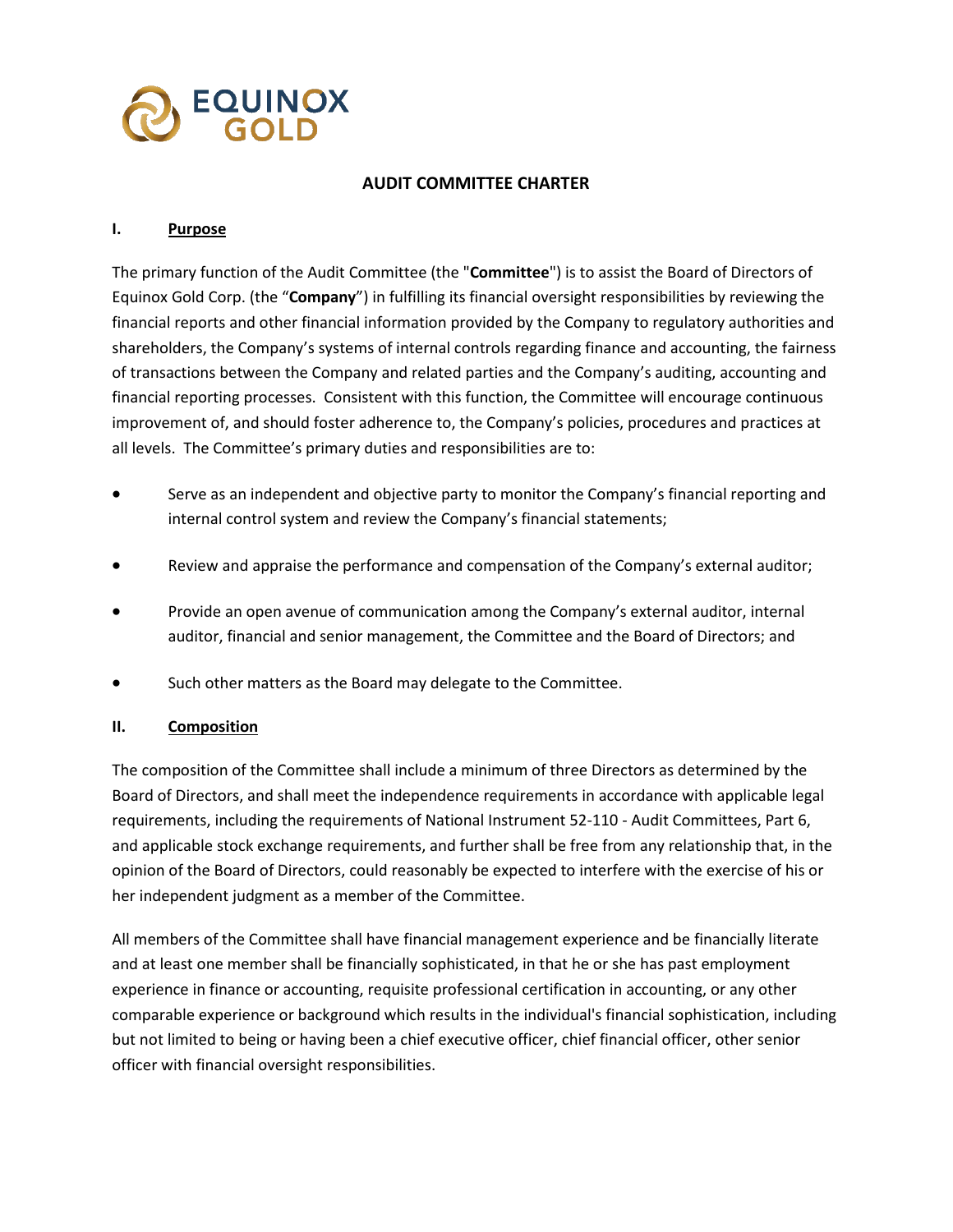# AUDIT COMMITTEE CHARTER

## I. Purpose

The primary function of the Audit Committee (the "**Committee**") is to assist the Board of Directors of Equinox Gold Corp. (the "**Company**") in fulfilling its financial oversight responsibilities by reviewing the financial reports and other financial information provided by the Company to regulatory authorities and shareholders, the Company's systems of internal controls regarding finance and accounting, the fairness of transactions between the Company and related parties and the Company's auditing, accounting and financial reporting processes. Consistent with this function, the Committee will encourage continuous improvement of, and should foster adherence to, the Company's policies, procedures and practices at all levels. The Committee's primary duties and responsibilities are to:

- Serve as an independent and objective party to monitor the Company's financial reporting and internal control system and review the Company's financial statements;
- Review and appraise the performance and compensation of the Company's external auditor;
- Provide an open avenue of communication among the Company's external auditor, internal auditor, financial and senior management, the Committee and the Board of Directors; and
- Such other matters as the Board may delegate to the Committee.

## II. Composition

The composition of the Committee shall include a minimum of three Directors as determined by the Board of Directors, and shall meet the independence requirements in accordance with applicable legal requirements, including the requirements of National Instrument 52-110 - Audit Committees, Part 6, and applicable stock exchange requirements, and further shall be free from any relationship that, in the opinion of the Board of Directors, could reasonably be expected to interfere with the exercise of his or her independent judgment as a member of the Committee.

All members of the Committee shall have financial management experience and be financially literate and at least one member shall be financially sophisticated, in that he or she has past employment experience in finance or accounting, requisite professional certification in accounting, or any other comparable experience or background which results in the individual's financial sophistication, including but not limited to being or having been a chief executive officer, chief financial officer, other senior officer with financial oversight responsibilities.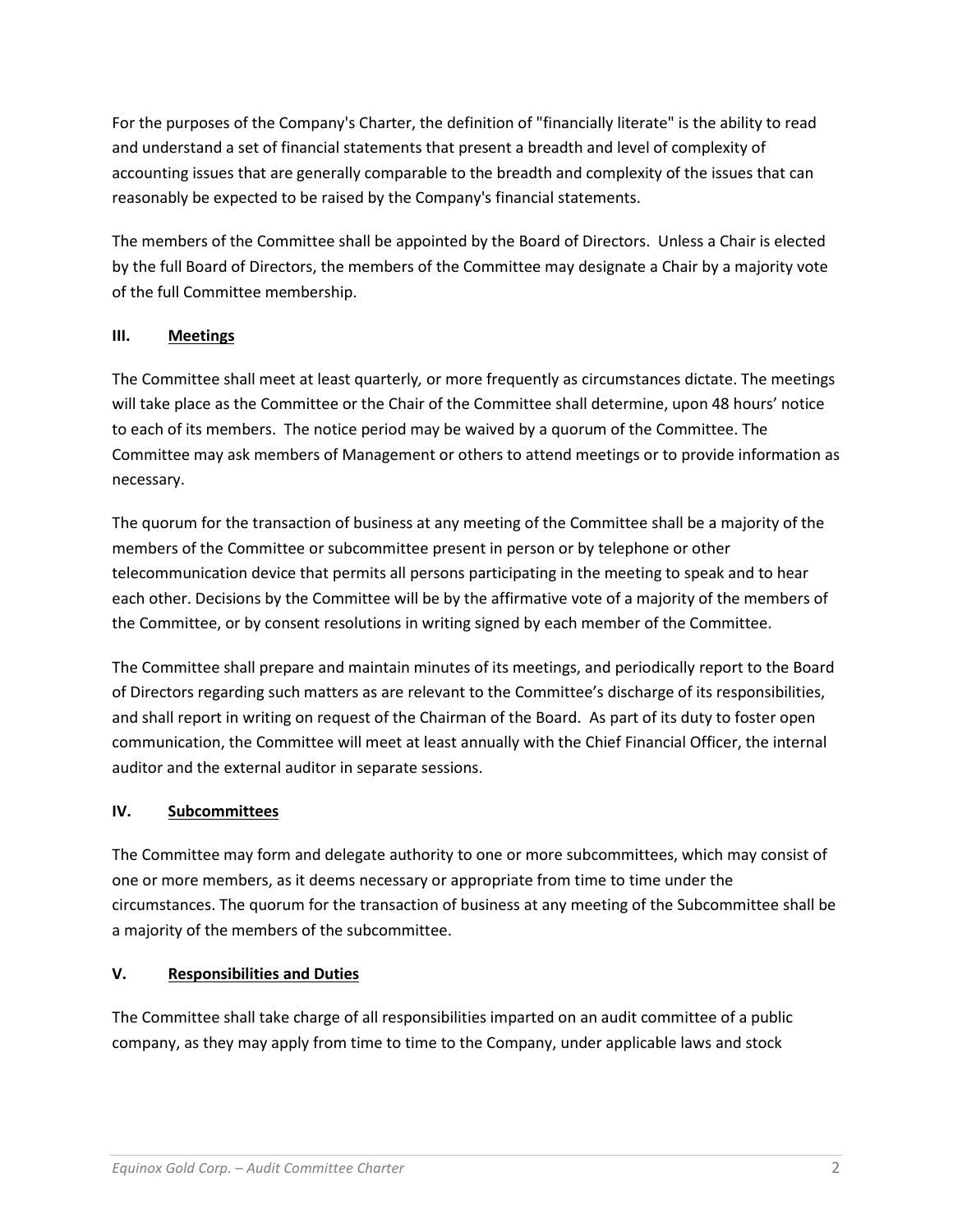For the purposes of the Company's Charter, the definition of "financially literate" is the ability to read and understand a set of financial statements that present a breadth and level of complexity of accounting issues that are generally comparable to the breadth and complexity of the issues that can reasonably be expected to be raised by the Company's financial statements.

The members of the Committee shall be appointed by the Board of Directors. Unless a Chair is elected by the full Board of Directors, the members of the Committee may designate a Chair by a majority vote of the full Committee membership.

## III. Meetings

The Committee shall meet at least quarterly, or more frequently as circumstances dictate. The meetings will take place as the Committee or the Chair of the Committee shall determine, upon 48 hours' notice to each of its members. The notice period may be waived by a quorum of the Committee. The Committee may ask members of Management or others to attend meetings or to provide information as necessary.

The quorum for the transaction of business at any meeting of the Committee shall be a majority of the members of the Committee or subcommittee present in person or by telephone or other telecommunication device that permits all persons participating in the meeting to speak and to hear each other. Decisions by the Committee will be by the affirmative vote of a majority of the members of the Committee, or by consent resolutions in writing signed by each member of the Committee.

The Committee shall prepare and maintain minutes of its meetings, and periodically report to the Board of Directors regarding such matters as are relevant to the Committee's discharge of its responsibilities, and shall report in writing on request of the Chairman of the Board. As part of its duty to foster open communication, the Committee will meet at least annually with the Chief Financial Officer, the internal auditor and the external auditor in separate sessions.

## IV. Subcommittees

The Committee may form and delegate authority to one or more subcommittees, which may consist of one or more members, as it deems necessary or appropriate from time to time under the circumstances. The quorum for the transaction of business at any meeting of the Subcommittee shall be a majority of the members of the subcommittee.

## V. Responsibilities and Duties

The Committee shall take charge of all responsibilities imparted on an audit committee of a public company, as they may apply from time to time to the Company, under applicable laws and stock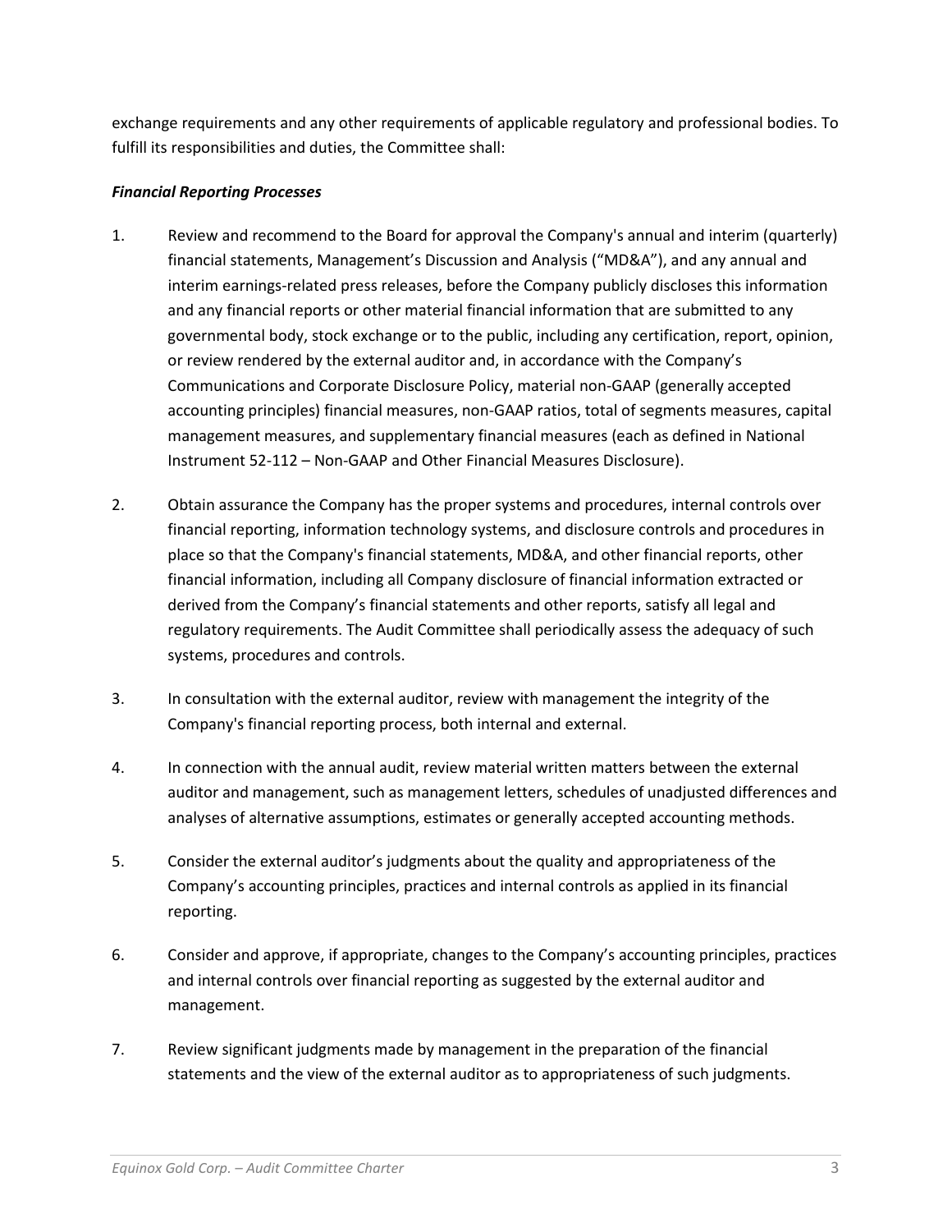exchange requirements and any other requirements of applicable regulatory and professional bodies. To fulfill its responsibilities and duties, the Committee shall:

***Financial Reporting Processes***

1. Review and recommend to the Board for approval the Company's annual and interim (quarterly) financial statements, Management's Discussion and Analysis ("MD&A"), and any annual and interim earnings-related press releases, before the Company publicly discloses this information and any financial reports or other material financial information that are submitted to any governmental body, stock exchange or to the public, including any certification, report, opinion, or review rendered by the external auditor and, in accordance with the Company's Communications and Corporate Disclosure Policy, material non-GAAP (generally accepted accounting principles) financial measures, non-GAAP ratios, total of segments measures, capital management measures, and supplementary financial measures (each as defined in National Instrument 52-112 – Non-GAAP and Other Financial Measures Disclosure).

2. Obtain assurance the Company has the proper systems and procedures, internal controls over financial reporting, information technology systems, and disclosure controls and procedures in place so that the Company's financial statements, MD&A, and other financial reports, other financial information, including all Company disclosure of financial information extracted or derived from the Company's financial statements and other reports, satisfy all legal and regulatory requirements. The Audit Committee shall periodically assess the adequacy of such systems, procedures and controls.

3. In consultation with the external auditor, review with management the integrity of the Company's financial reporting process, both internal and external.

4. In connection with the annual audit, review material written matters between the external auditor and management, such as management letters, schedules of unadjusted differences and analyses of alternative assumptions, estimates or generally accepted accounting methods.

5. Consider the external auditor's judgments about the quality and appropriateness of the Company's accounting principles, practices and internal controls as applied in its financial reporting.

6. Consider and approve, if appropriate, changes to the Company's accounting principles, practices and internal controls over financial reporting as suggested by the external auditor and management.

7. Review significant judgments made by management in the preparation of the financial statements and the view of the external auditor as to appropriateness of such judgments.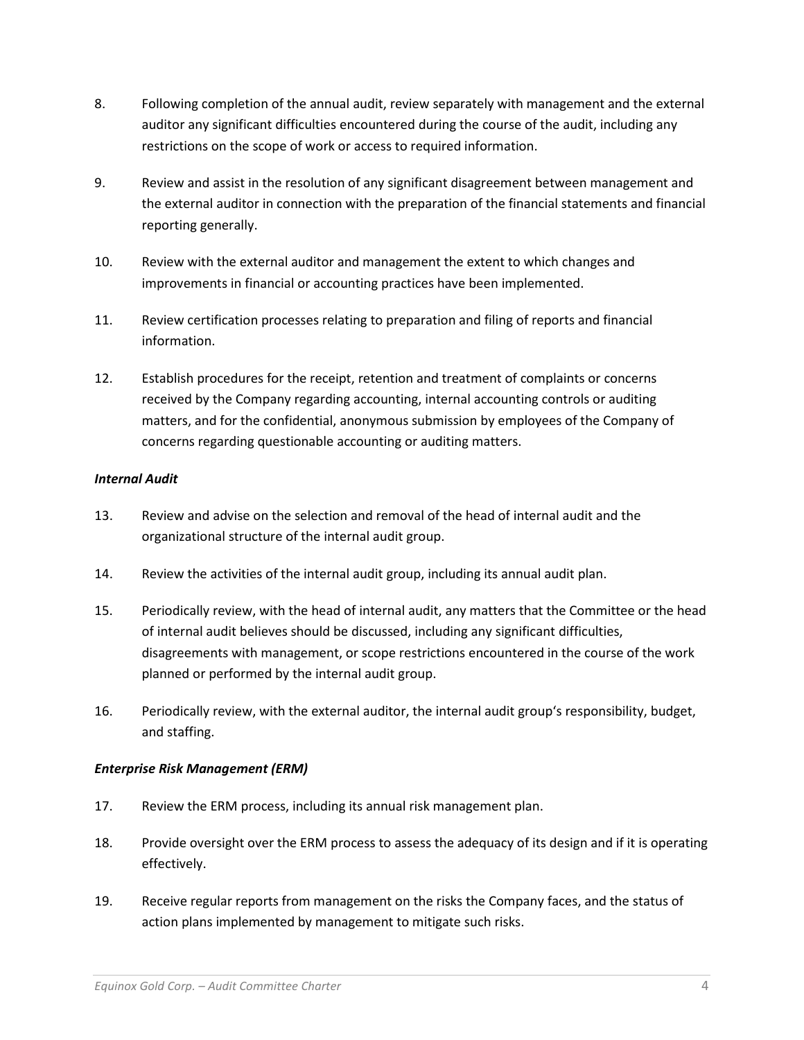8. Following completion of the annual audit, review separately with management and the external auditor any significant difficulties encountered during the course of the audit, including any restrictions on the scope of work or access to required information.

9. Review and assist in the resolution of any significant disagreement between management and the external auditor in connection with the preparation of the financial statements and financial reporting generally.

10. Review with the external auditor and management the extent to which changes and improvements in financial or accounting practices have been implemented.

11. Review certification processes relating to preparation and filing of reports and financial information.

12. Establish procedures for the receipt, retention and treatment of complaints or concerns received by the Company regarding accounting, internal accounting controls or auditing matters, and for the confidential, anonymous submission by employees of the Company of concerns regarding questionable accounting or auditing matters.

***Internal Audit***

13. Review and advise on the selection and removal of the head of internal audit and the organizational structure of the internal audit group.

14. Review the activities of the internal audit group, including its annual audit plan.

15. Periodically review, with the head of internal audit, any matters that the Committee or the head of internal audit believes should be discussed, including any significant difficulties, disagreements with management, or scope restrictions encountered in the course of the work planned or performed by the internal audit group.

16. Periodically review, with the external auditor, the internal audit group's responsibility, budget, and staffing.

***Enterprise Risk Management (ERM)***

17. Review the ERM process, including its annual risk management plan.

18. Provide oversight over the ERM process to assess the adequacy of its design and if it is operating effectively.

19. Receive regular reports from management on the risks the Company faces, and the status of action plans implemented by management to mitigate such risks.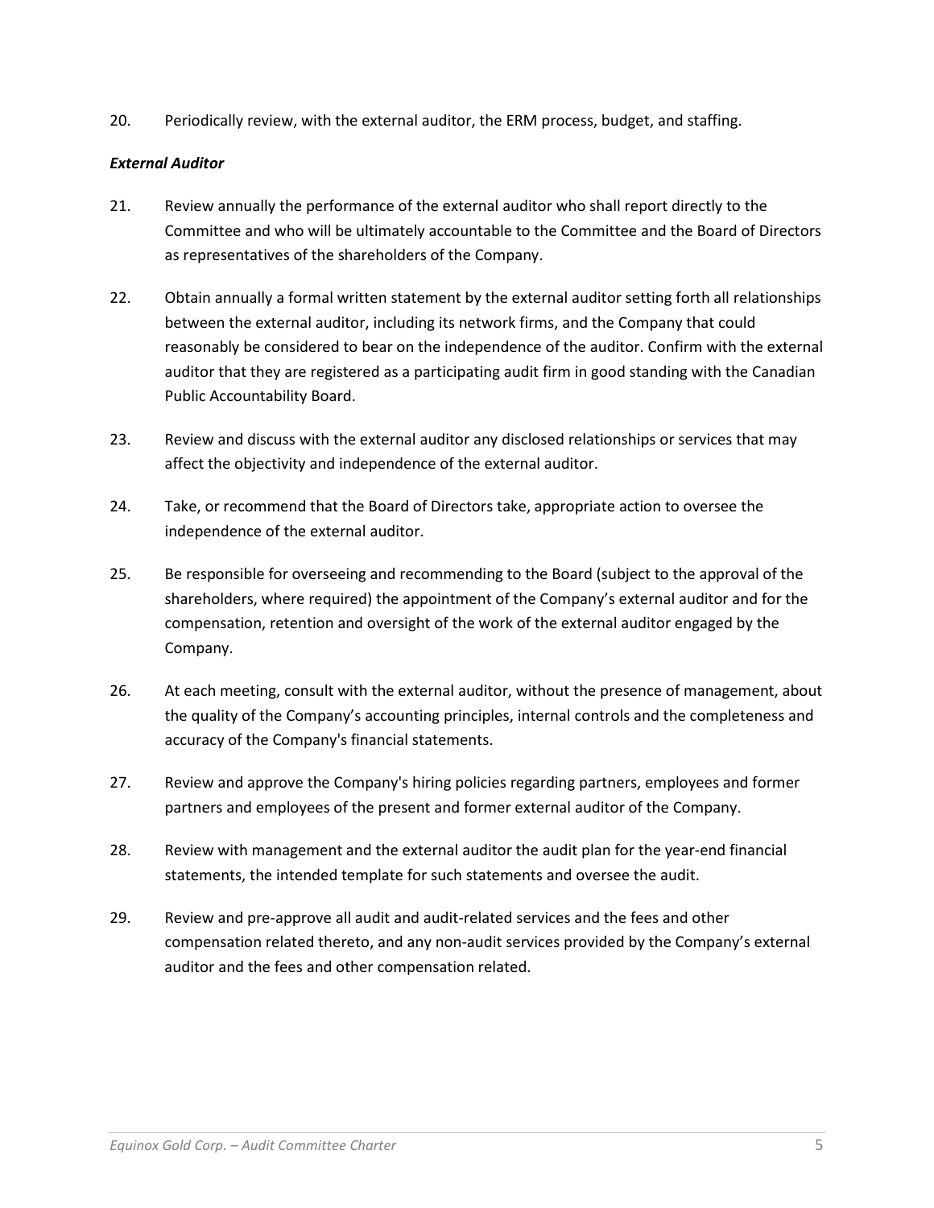20. Periodically review, with the external auditor, the ERM process, budget, and staffing.

***External Auditor***

21. Review annually the performance of the external auditor who shall report directly to the Committee and who will be ultimately accountable to the Committee and the Board of Directors as representatives of the shareholders of the Company.

22. Obtain annually a formal written statement by the external auditor setting forth all relationships between the external auditor, including its network firms, and the Company that could reasonably be considered to bear on the independence of the auditor. Confirm with the external auditor that they are registered as a participating audit firm in good standing with the Canadian Public Accountability Board.

23. Review and discuss with the external auditor any disclosed relationships or services that may affect the objectivity and independence of the external auditor.

24. Take, or recommend that the Board of Directors take, appropriate action to oversee the independence of the external auditor.

25. Be responsible for overseeing and recommending to the Board (subject to the approval of the shareholders, where required) the appointment of the Company's external auditor and for the compensation, retention and oversight of the work of the external auditor engaged by the Company.

26. At each meeting, consult with the external auditor, without the presence of management, about the quality of the Company's accounting principles, internal controls and the completeness and accuracy of the Company's financial statements.

27. Review and approve the Company's hiring policies regarding partners, employees and former partners and employees of the present and former external auditor of the Company.

28. Review with management and the external auditor the audit plan for the year-end financial statements, the intended template for such statements and oversee the audit.

29. Review and pre-approve all audit and audit-related services and the fees and other compensation related thereto, and any non-audit services provided by the Company's external auditor and the fees and other compensation related.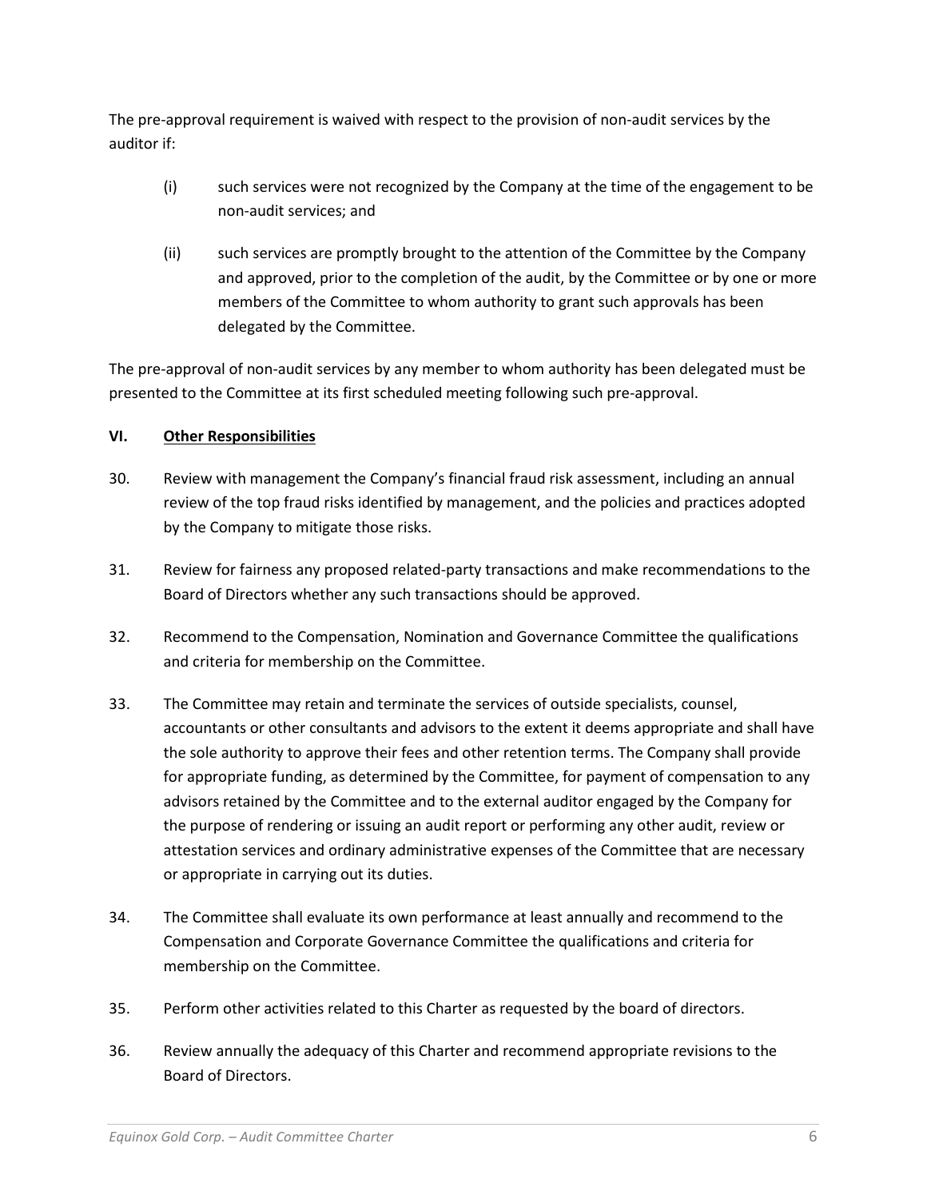The pre-approval requirement is waived with respect to the provision of non-audit services by the auditor if:

(i) such services were not recognized by the Company at the time of the engagement to be non-audit services; and

(ii) such services are promptly brought to the attention of the Committee by the Company and approved, prior to the completion of the audit, by the Committee or by one or more members of the Committee to whom authority to grant such approvals has been delegated by the Committee.

The pre-approval of non-audit services by any member to whom authority has been delegated must be presented to the Committee at its first scheduled meeting following such pre-approval.

## VI. Other Responsibilities

30. Review with management the Company's financial fraud risk assessment, including an annual review of the top fraud risks identified by management, and the policies and practices adopted by the Company to mitigate those risks.

31. Review for fairness any proposed related-party transactions and make recommendations to the Board of Directors whether any such transactions should be approved.

32. Recommend to the Compensation, Nomination and Governance Committee the qualifications and criteria for membership on the Committee.

33. The Committee may retain and terminate the services of outside specialists, counsel, accountants or other consultants and advisors to the extent it deems appropriate and shall have the sole authority to approve their fees and other retention terms. The Company shall provide for appropriate funding, as determined by the Committee, for payment of compensation to any advisors retained by the Committee and to the external auditor engaged by the Company for the purpose of rendering or issuing an audit report or performing any other audit, review or attestation services and ordinary administrative expenses of the Committee that are necessary or appropriate in carrying out its duties.

34. The Committee shall evaluate its own performance at least annually and recommend to the Compensation and Corporate Governance Committee the qualifications and criteria for membership on the Committee.

35. Perform other activities related to this Charter as requested by the board of directors.

36. Review annually the adequacy of this Charter and recommend appropriate revisions to the Board of Directors.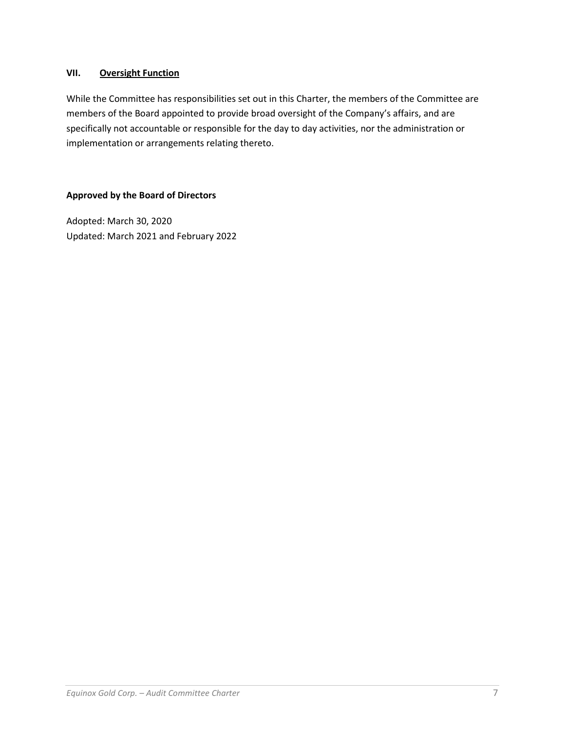## VII. Oversight Function

While the Committee has responsibilities set out in this Charter, the members of the Committee are members of the Board appointed to provide broad oversight of the Company's affairs, and are specifically not accountable or responsible for the day to day activities, nor the administration or implementation or arrangements relating thereto.

**Approved by the Board of Directors**

Adopted: March 30, 2020
Updated: March 2021 and February 2022